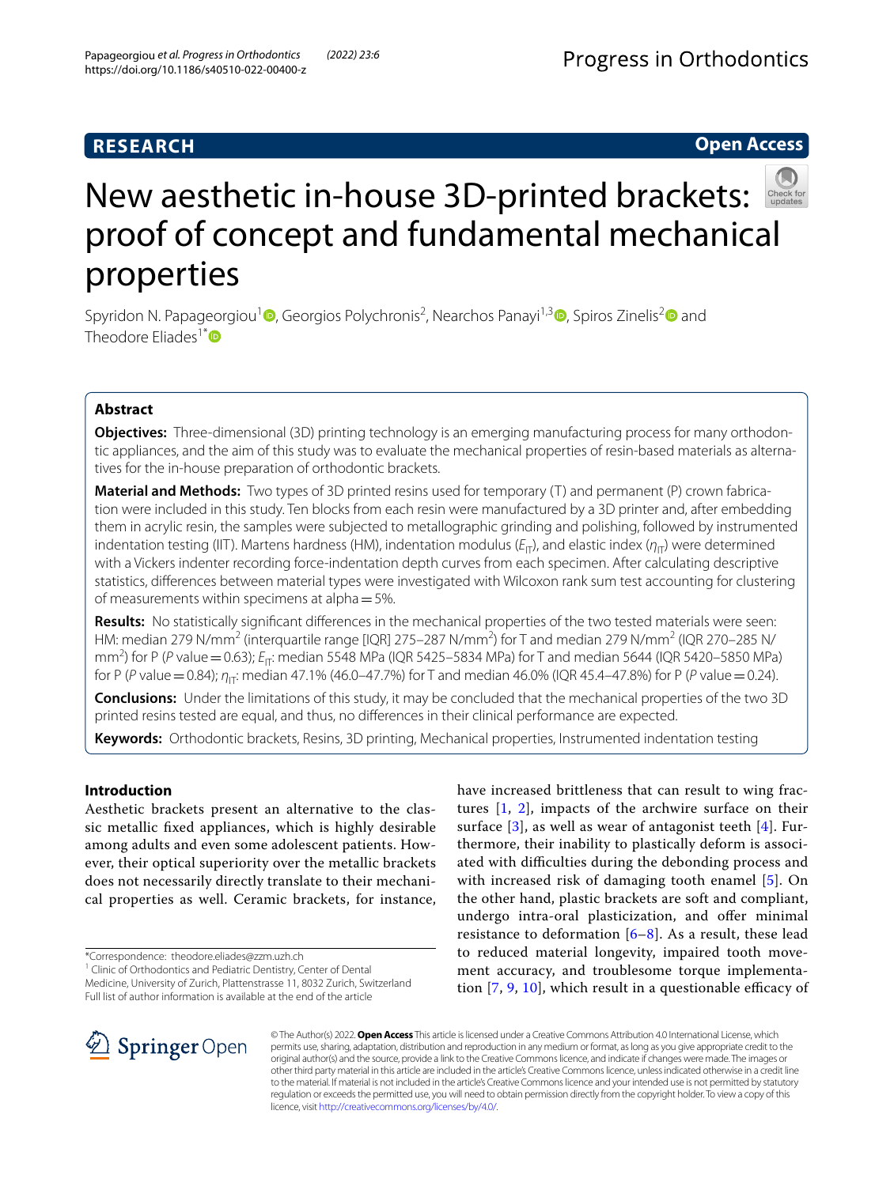RESEARCH

Open Access

# New aesthetic in-house 3D-printed brackets: proof of concept and fundamental mechanical properties

Spyridon N. Papageorgiou[1], Georgios Polychronis[2], Nearchos Panayi[1,3], Spiros Zinelis[2] and Theodore Eliades[1*]

## Abstract

**Objectives:** Three-dimensional (3D) printing technology is an emerging manufacturing process for many orthodontic appliances, and the aim of this study was to evaluate the mechanical properties of resin-based materials as alternatives for the in-house preparation of orthodontic brackets.

**Material and Methods:** Two types of 3D printed resins used for temporary (T) and permanent (P) crown fabrication were included in this study. Ten blocks from each resin were manufactured by a 3D printer and, after embedding them in acrylic resin, the samples were subjected to metallographic grinding and polishing, followed by instrumented indentation testing (IIT). Martens hardness (HM), indentation modulus ($E_{IT}$), and elastic index ($\eta_{IT}$) were determined with a Vickers indenter recording force-indentation depth curves from each specimen. After calculating descriptive statistics, differences between material types were investigated with Wilcoxon rank sum test accounting for clustering of measurements within specimens at alpha = 5%.

**Results:** No statistically significant differences in the mechanical properties of the two tested materials were seen: HM: median 279 N/mm$^2$ (interquartile range [IQR] 275–287 N/mm$^2$) for T and median 279 N/mm$^2$ (IQR 270–285 N/mm$^2$) for P ($P$ value = 0.63); $E_{IT}$: median 5548 MPa (IQR 5425–5834 MPa) for T and median 5644 (IQR 5420–5850 MPa) for P ($P$ value = 0.84); $\eta_{IT}$: median 47.1% (46.0–47.7%) for T and median 46.0% (IQR 45.4–47.8%) for P ($P$ value = 0.24).

**Conclusions:** Under the limitations of this study, it may be concluded that the mechanical properties of the two 3D printed resins tested are equal, and thus, no differences in their clinical performance are expected.

**Keywords:** Orthodontic brackets, Resins, 3D printing, Mechanical properties, Instrumented indentation testing

## Introduction

Aesthetic brackets present an alternative to the classic metallic fixed appliances, which is highly desirable among adults and even some adolescent patients. However, their optical superiority over the metallic brackets does not necessarily directly translate to their mechanical properties as well. Ceramic brackets, for instance, have increased brittleness that can result to wing fractures [1, 2], impacts of the archwire surface on their surface [3], as well as wear of antagonist teeth [4]. Furthermore, their inability to plastically deform is associated with difficulties during the debonding process and with increased risk of damaging tooth enamel [5]. On the other hand, plastic brackets are soft and compliant, undergo intra-oral plasticization, and offer minimal resistance to deformation [6–8]. As a result, these lead to reduced material longevity, impaired tooth movement accuracy, and troublesome torque implementation [7, 9, 10], which result in a questionable efficacy of

*Correspondence: theodore.eliades@zzm.uzh.ch
[1] Clinic of Orthodontics and Pediatric Dentistry, Center of Dental Medicine, University of Zurich, Plattenstrasse 11, 8032 Zurich, Switzerland
Full list of author information is available at the end of the article

© The Author(s) 2022. **Open Access** This article is licensed under a Creative Commons Attribution 4.0 International License, which permits use, sharing, adaptation, distribution and reproduction in any medium or format, as long as you give appropriate credit to the original author(s) and the source, provide a link to the Creative Commons licence, and indicate if changes were made. The images or other third party material in this article are included in the article's Creative Commons licence, unless indicated otherwise in a credit line to the material. If material is not included in the article's Creative Commons licence and your intended use is not permitted by statutory regulation or exceeds the permitted use, you will need to obtain permission directly from the copyright holder. To view a copy of this licence, visit http://creativecommons.org/licenses/by/4.0/.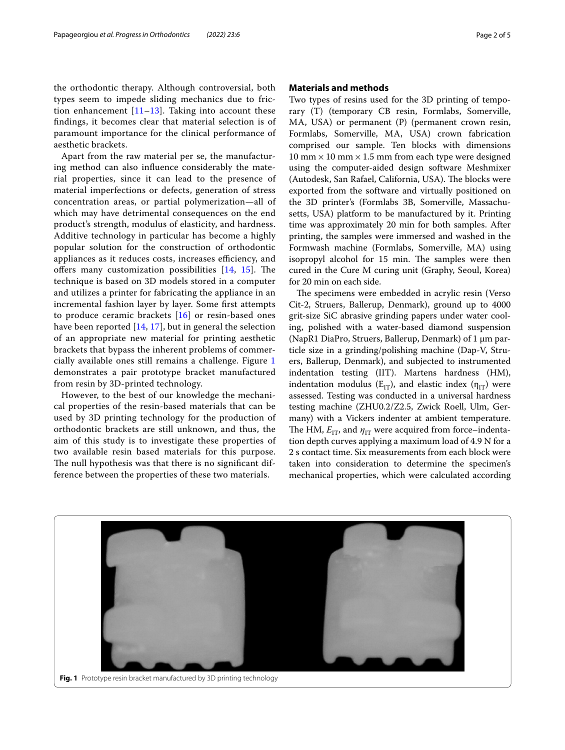the orthodontic therapy. Although controversial, both types seem to impede sliding mechanics due to friction enhancement [11–13]. Taking into account these findings, it becomes clear that material selection is of paramount importance for the clinical performance of aesthetic brackets.

Apart from the raw material per se, the manufacturing method can also influence considerably the material properties, since it can lead to the presence of material imperfections or defects, generation of stress concentration areas, or partial polymerization—all of which may have detrimental consequences on the end product's strength, modulus of elasticity, and hardness. Additive technology in particular has become a highly popular solution for the construction of orthodontic appliances as it reduces costs, increases efficiency, and offers many customization possibilities [14, 15]. The technique is based on 3D models stored in a computer and utilizes a printer for fabricating the appliance in an incremental fashion layer by layer. Some first attempts to produce ceramic brackets [16] or resin-based ones have been reported [14, 17], but in general the selection of an appropriate new material for printing aesthetic brackets that bypass the inherent problems of commercially available ones still remains a challenge. Figure 1 demonstrates a pair prototype bracket manufactured from resin by 3D-printed technology.

However, to the best of our knowledge the mechanical properties of the resin-based materials that can be used by 3D printing technology for the production of orthodontic brackets are still unknown, and thus, the aim of this study is to investigate these properties of two available resin based materials for this purpose. The null hypothesis was that there is no significant difference between the properties of these two materials.

## Materials and methods

Two types of resins used for the 3D printing of temporary (T) (temporary CB resin, Formlabs, Somerville, MA, USA) or permanent (P) (permanent crown resin, Formlabs, Somerville, MA, USA) crown fabrication comprised our sample. Ten blocks with dimensions 10 mm × 10 mm × 1.5 mm from each type were designed using the computer-aided design software Meshmixer (Autodesk, San Rafael, California, USA). The blocks were exported from the software and virtually positioned on the 3D printer's (Formlabs 3B, Somerville, Massachusetts, USA) platform to be manufactured by it. Printing time was approximately 20 min for both samples. After printing, the samples were immersed and washed in the Formwash machine (Formlabs, Somerville, MA) using isopropyl alcohol for 15 min. The samples were then cured in the Cure M curing unit (Graphy, Seoul, Korea) for 20 min on each side.

The specimens were embedded in acrylic resin (Verso Cit-2, Struers, Ballerup, Denmark), ground up to 4000 grit-size SiC abrasive grinding papers under water cooling, polished with a water-based diamond suspension (NapR1 DiaPro, Struers, Ballerup, Denmark) of 1 μm particle size in a grinding/polishing machine (Dap-V, Struers, Ballerup, Denmark), and subjected to instrumented indentation testing (IIT). Martens hardness (HM), indentation modulus ($E_{IT}$), and elastic index ($\eta_{IT}$) were assessed. Testing was conducted in a universal hardness testing machine (ZHU0.2/Z2.5, Zwick Roell, Ulm, Germany) with a Vickers indenter at ambient temperature. The HM, $E_{IT}$, and $\eta_{IT}$ were acquired from force–indentation depth curves applying a maximum load of 4.9 N for a 2 s contact time. Six measurements from each block were taken into consideration to determine the specimen's mechanical properties, which were calculated according

**Fig. 1** Prototype resin bracket manufactured by 3D printing technology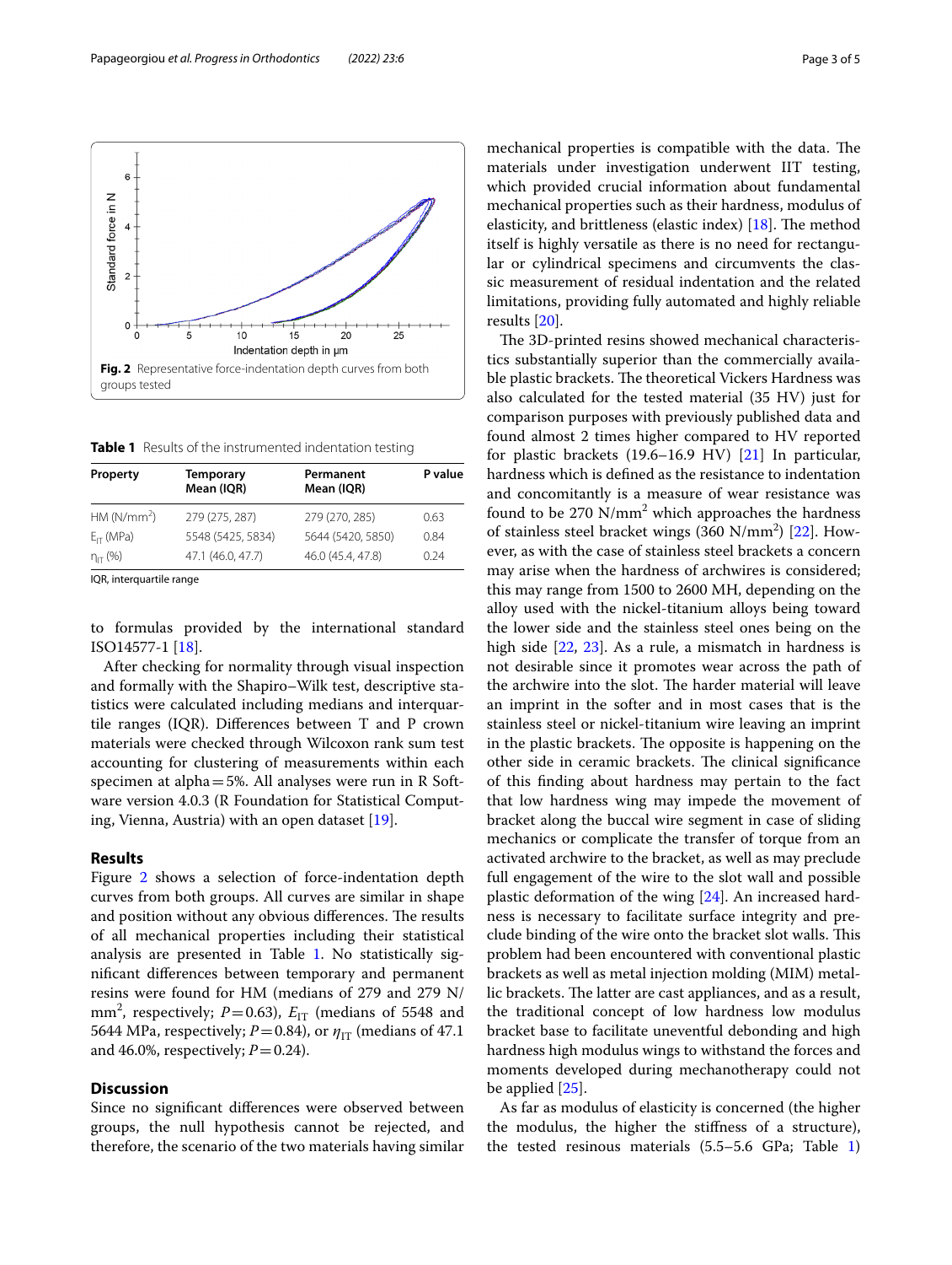Fig. 2 Representative force-indentation depth curves from both groups tested

**Table 1** Results of the instrumented indentation testing

| Property | Temporary Mean (IQR) | Permanent Mean (IQR) | P value |
|---|---|---|---|
| HM (N/mm$^2$) | 279 (275, 287) | 279 (270, 285) | 0.63 |
| $E_{IT}$ (MPa) | 5548 (5425, 5834) | 5644 (5420, 5850) | 0.84 |
| $\eta_{IT}$ (%) | 47.1 (46.0, 47.7) | 46.0 (45.4, 47.8) | 0.24 |

IQR, interquartile range

to formulas provided by the international standard ISO14577-1 [18].

After checking for normality through visual inspection and formally with the Shapiro–Wilk test, descriptive statistics were calculated including medians and interquartile ranges (IQR). Differences between T and P crown materials were checked through Wilcoxon rank sum test accounting for clustering of measurements within each specimen at alpha = 5%. All analyses were run in R Software version 4.0.3 (R Foundation for Statistical Computing, Vienna, Austria) with an open dataset [19].

## Results

Figure 2 shows a selection of force-indentation depth curves from both groups. All curves are similar in shape and position without any obvious differences. The results of all mechanical properties including their statistical analysis are presented in Table 1. No statistically significant differences between temporary and permanent resins were found for HM (medians of 279 and 279 N/mm$^2$, respectively; $P = 0.63$), $E_{IT}$ (medians of 5548 and 5644 MPa, respectively; $P = 0.84$), or $\eta_{IT}$ (medians of 47.1 and 46.0%, respectively; $P = 0.24$).

## Discussion

Since no significant differences were observed between groups, the null hypothesis cannot be rejected, and therefore, the scenario of the two materials having similar mechanical properties is compatible with the data. The materials under investigation underwent IIT testing, which provided crucial information about fundamental mechanical properties such as their hardness, modulus of elasticity, and brittleness (elastic index) [18]. The method itself is highly versatile as there is no need for rectangular or cylindrical specimens and circumvents the classic measurement of residual indentation and the related limitations, providing fully automated and highly reliable results [20].

The 3D-printed resins showed mechanical characteristics substantially superior than the commercially available plastic brackets. The theoretical Vickers Hardness was also calculated for the tested material (35 HV) just for comparison purposes with previously published data and found almost 2 times higher compared to HV reported for plastic brackets (19.6–16.9 HV) [21] In particular, hardness which is defined as the resistance to indentation and concomitantly is a measure of wear resistance was found to be 270 N/mm$^2$ which approaches the hardness of stainless steel bracket wings (360 N/mm$^2$) [22]. However, as with the case of stainless steel brackets a concern may arise when the hardness of archwires is considered; this may range from 1500 to 2600 MH, depending on the alloy used with the nickel-titanium alloys being toward the lower side and the stainless steel ones being on the high side [22, 23]. As a rule, a mismatch in hardness is not desirable since it promotes wear across the path of the archwire into the slot. The harder material will leave an imprint in the softer and in most cases that is the stainless steel or nickel-titanium wire leaving an imprint in the plastic brackets. The opposite is happening on the other side in ceramic brackets. The clinical significance of this finding about hardness may pertain to the fact that low hardness wing may impede the movement of bracket along the buccal wire segment in case of sliding mechanics or complicate the transfer of torque from an activated archwire to the bracket, as well as may preclude full engagement of the wire to the slot wall and possible plastic deformation of the wing [24]. An increased hardness is necessary to facilitate surface integrity and preclude binding of the wire onto the bracket slot walls. This problem had been encountered with conventional plastic brackets as well as metal injection molding (MIM) metallic brackets. The latter are cast appliances, and as a result, the traditional concept of low hardness low modulus bracket base to facilitate uneventful debonding and high hardness high modulus wings to withstand the forces and moments developed during mechanotherapy could not be applied [25].

As far as modulus of elasticity is concerned (the higher the modulus, the higher the stiffness of a structure), the tested resinous materials (5.5–5.6 GPa; Table 1)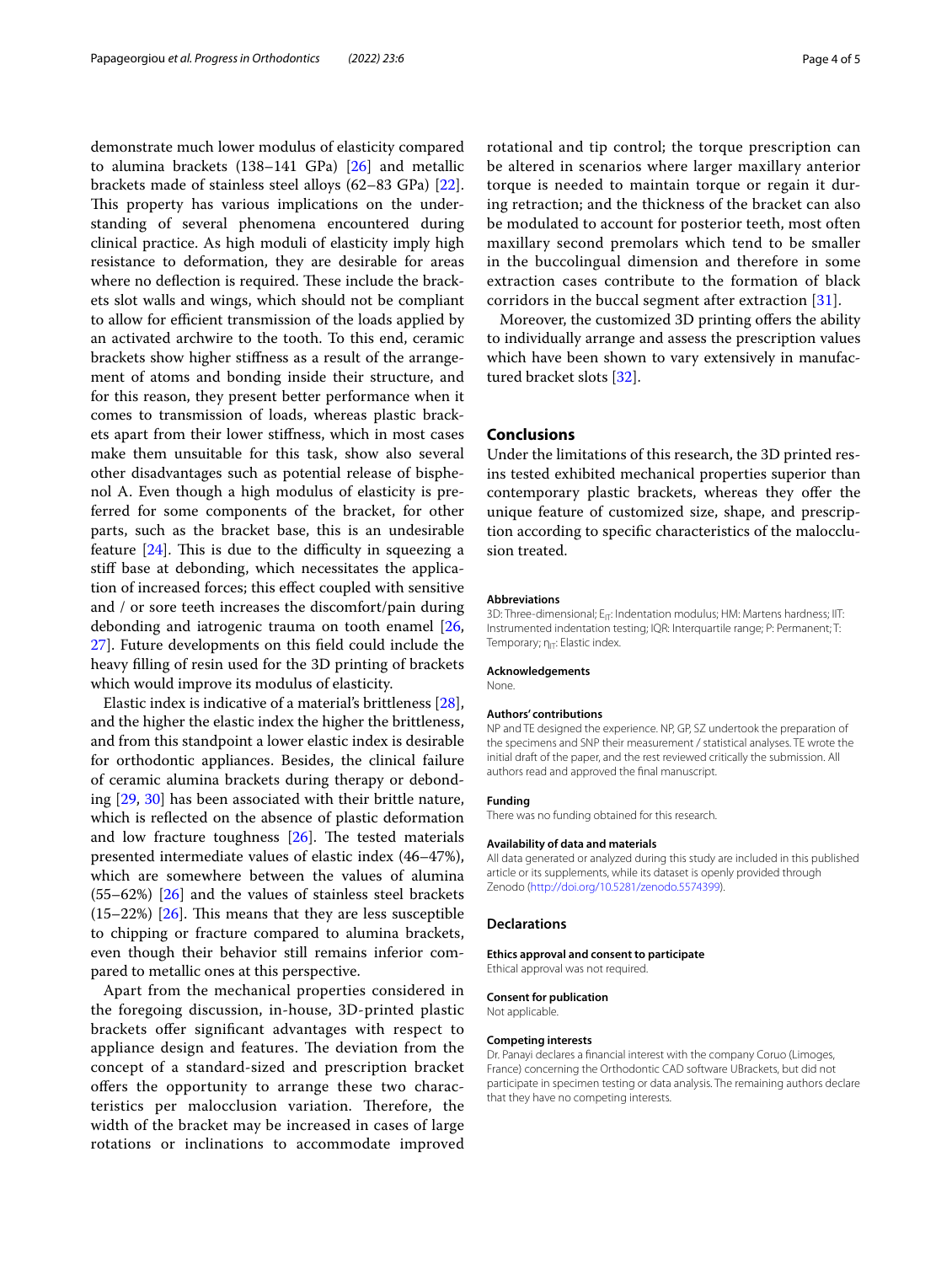demonstrate much lower modulus of elasticity compared to alumina brackets (138–141 GPa) [26] and metallic brackets made of stainless steel alloys (62–83 GPa) [22]. This property has various implications on the understanding of several phenomena encountered during clinical practice. As high moduli of elasticity imply high resistance to deformation, they are desirable for areas where no deflection is required. These include the brackets slot walls and wings, which should not be compliant to allow for efficient transmission of the loads applied by an activated archwire to the tooth. To this end, ceramic brackets show higher stiffness as a result of the arrangement of atoms and bonding inside their structure, and for this reason, they present better performance when it comes to transmission of loads, whereas plastic brackets apart from their lower stiffness, which in most cases make them unsuitable for this task, show also several other disadvantages such as potential release of bisphenol A. Even though a high modulus of elasticity is preferred for some components of the bracket, for other parts, such as the bracket base, this is an undesirable feature [24]. This is due to the difficulty in squeezing a stiff base at debonding, which necessitates the application of increased forces; this effect coupled with sensitive and / or sore teeth increases the discomfort/pain during debonding and iatrogenic trauma on tooth enamel [26, 27]. Future developments on this field could include the heavy filling of resin used for the 3D printing of brackets which would improve its modulus of elasticity.

Elastic index is indicative of a material's brittleness [28], and the higher the elastic index the higher the brittleness, and from this standpoint a lower elastic index is desirable for orthodontic appliances. Besides, the clinical failure of ceramic alumina brackets during therapy or debonding [29, 30] has been associated with their brittle nature, which is reflected on the absence of plastic deformation and low fracture toughness [26]. The tested materials presented intermediate values of elastic index (46–47%), which are somewhere between the values of alumina (55–62%) [26] and the values of stainless steel brackets (15–22%) [26]. This means that they are less susceptible to chipping or fracture compared to alumina brackets, even though their behavior still remains inferior compared to metallic ones at this perspective.

Apart from the mechanical properties considered in the foregoing discussion, in-house, 3D-printed plastic brackets offer significant advantages with respect to appliance design and features. The deviation from the concept of a standard-sized and prescription bracket offers the opportunity to arrange these two characteristics per malocclusion variation. Therefore, the width of the bracket may be increased in cases of large rotations or inclinations to accommodate improved rotational and tip control; the torque prescription can be altered in scenarios where larger maxillary anterior torque is needed to maintain torque or regain it during retraction; and the thickness of the bracket can also be modulated to account for posterior teeth, most often maxillary second premolars which tend to be smaller in the buccolingual dimension and therefore in some extraction cases contribute to the formation of black corridors in the buccal segment after extraction [31].

Moreover, the customized 3D printing offers the ability to individually arrange and assess the prescription values which have been shown to vary extensively in manufactured bracket slots [32].

## Conclusions

Under the limitations of this research, the 3D printed resins tested exhibited mechanical properties superior than contemporary plastic brackets, whereas they offer the unique feature of customized size, shape, and prescription according to specific characteristics of the malocclusion treated.

#### Abbreviations

3D: Three-dimensional; $E_{IT}$: Indentation modulus; HM: Martens hardness; IIT: Instrumented indentation testing; IQR: Interquartile range; P: Permanent; T: Temporary; $\eta_{IT}$: Elastic index.

#### Acknowledgements

None.

#### Authors' contributions

NP and TE designed the experience. NP, GP, SZ undertook the preparation of the specimens and SNP their measurement / statistical analyses. TE wrote the initial draft of the paper, and the rest reviewed critically the submission. All authors read and approved the final manuscript.

#### Funding

There was no funding obtained for this research.

#### Availability of data and materials

All data generated or analyzed during this study are included in this published article or its supplements, while its dataset is openly provided through Zenodo (http://doi.org/10.5281/zenodo.5574399).

## Declarations

#### Ethics approval and consent to participate

Ethical approval was not required.

#### Consent for publication

Not applicable.

#### Competing interests

Dr. Panayi declares a financial interest with the company Coruo (Limoges, France) concerning the Orthodontic CAD software UBrackets, but did not participate in specimen testing or data analysis. The remaining authors declare that they have no competing interests.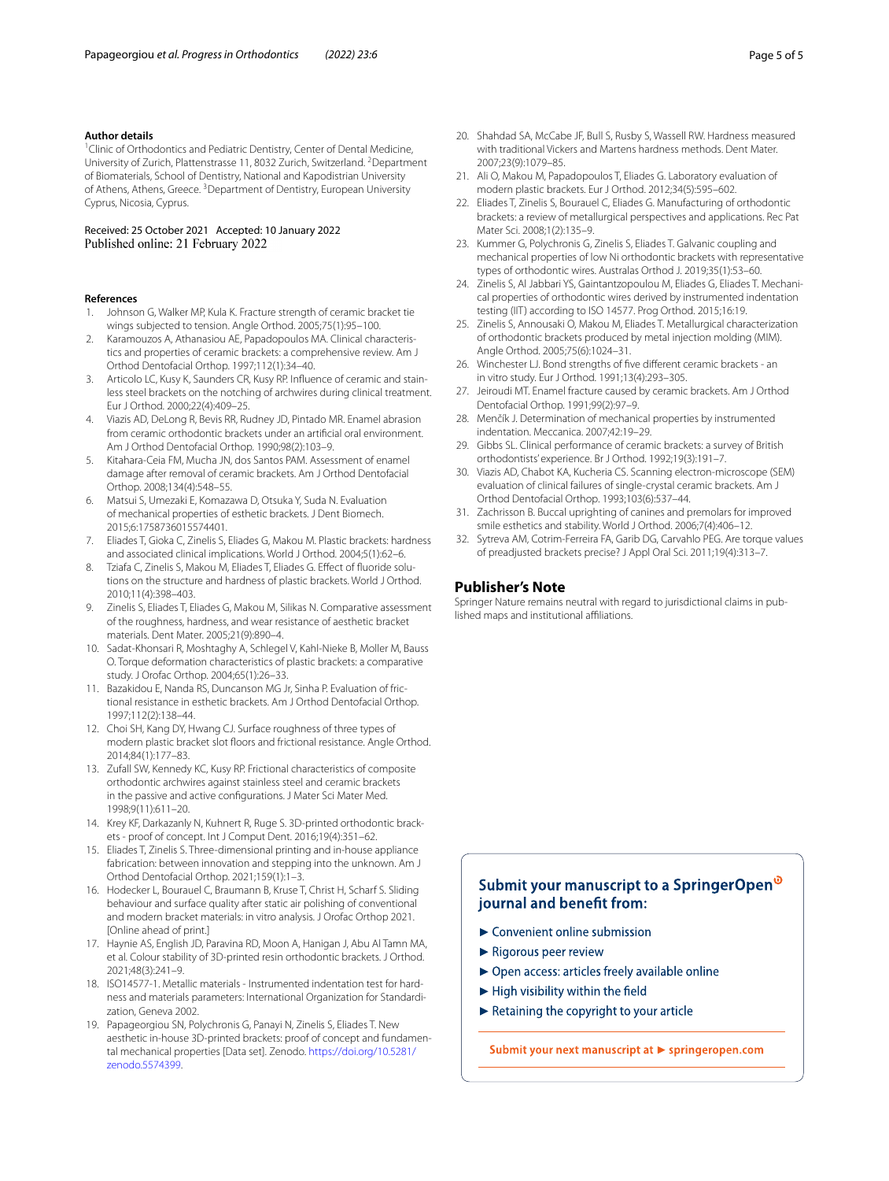### Author details

[1] Clinic of Orthodontics and Pediatric Dentistry, Center of Dental Medicine, University of Zurich, Plattenstrasse 11, 8032 Zurich, Switzerland. [2] Department of Biomaterials, School of Dentistry, National and Kapodistrian University of Athens, Athens, Greece. [3] Department of Dentistry, European University Cyprus, Nicosia, Cyprus.

Received: 25 October 2021 Accepted: 10 January 2022
Published online: 21 February 2022

### References

1. Johnson G, Walker MP, Kula K. Fracture strength of ceramic bracket tie wings subjected to tension. Angle Orthod. 2005;75(1):95–100.
2. Karamouzos A, Athanasiou AE, Papadopoulos MA. Clinical characteristics and properties of ceramic brackets: a comprehensive review. Am J Orthod Dentofacial Orthop. 1997;112(1):34–40.
3. Articolo LC, Kusy K, Saunders CR, Kusy RP. Influence of ceramic and stainless steel brackets on the notching of archwires during clinical treatment. Eur J Orthod. 2000;22(4):409–25.
4. Viazis AD, DeLong R, Bevis RR, Rudney JD, Pintado MR. Enamel abrasion from ceramic orthodontic brackets under an artificial oral environment. Am J Orthod Dentofacial Orthop. 1990;98(2):103–9.
5. Kitahara-Ceia FM, Mucha JN, dos Santos PAM. Assessment of enamel damage after removal of ceramic brackets. Am J Orthod Dentofacial Orthop. 2008;134(4):548–55.
6. Matsui S, Umezaki E, Komazawa D, Otsuka Y, Suda N. Evaluation of mechanical properties of esthetic brackets. J Dent Biomech. 2015;6:1758736015574401.
7. Eliades T, Gioka C, Zinelis S, Eliades G, Makou M. Plastic brackets: hardness and associated clinical implications. World J Orthod. 2004;5(1):62–6.
8. Tziafa C, Zinelis S, Makou M, Eliades T, Eliades G. Effect of fluoride solutions on the structure and hardness of plastic brackets. World J Orthod. 2010;11(4):398–403.
9. Zinelis S, Eliades T, Eliades G, Makou M, Silikas N. Comparative assessment of the roughness, hardness, and wear resistance of aesthetic bracket materials. Dent Mater. 2005;21(9):890–4.
10. Sadat-Khonsari R, Moshtaghy A, Schlegel V, Kahl-Nieke B, Moller M, Bauss O. Torque deformation characteristics of plastic brackets: a comparative study. J Orofac Orthop. 2004;65(1):26–33.
11. Bazakidou E, Nanda RS, Duncanson MG Jr, Sinha P. Evaluation of frictional resistance in esthetic brackets. Am J Orthod Dentofacial Orthop. 1997;112(2):138–44.
12. Choi SH, Kang DY, Hwang CJ. Surface roughness of three types of modern plastic bracket slot floors and frictional resistance. Angle Orthod. 2014;84(1):177–83.
13. Zufall SW, Kennedy KC, Kusy RP. Frictional characteristics of composite orthodontic archwires against stainless steel and ceramic brackets in the passive and active configurations. J Mater Sci Mater Med. 1998;9(11):611–20.
14. Krey KF, Darkazanly N, Kuhnert R, Ruge S. 3D-printed orthodontic brackets - proof of concept. Int J Comput Dent. 2016;19(4):351–62.
15. Eliades T, Zinelis S. Three-dimensional printing and in-house appliance fabrication: between innovation and stepping into the unknown. Am J Orthod Dentofacial Orthop. 2021;159(1):1–3.
16. Hodecker L, Bourauel C, Braumann B, Kruse T, Christ H, Scharf S. Sliding behaviour and surface quality after static air polishing of conventional and modern bracket materials: in vitro analysis. J Orofac Orthop 2021. [Online ahead of print.]
17. Haynie AS, English JD, Paravina RD, Moon A, Hanigan J, Abu Al Tamn MA, et al. Colour stability of 3D-printed resin orthodontic brackets. J Orthod. 2021;48(3):241–9.
18. ISO14577-1. Metallic materials - Instrumented indentation test for hardness and materials parameters: International Organization for Standardization, Geneva 2002.
19. Papageorgiou SN, Polychronis G, Panayi N, Zinelis S, Eliades T. New aesthetic in-house 3D-printed brackets: proof of concept and fundamental mechanical properties [Data set]. Zenodo. https://doi.org/10.5281/zenodo.5574399.
20. Shahdad SA, McCabe JF, Bull S, Rusby S, Wassell RW. Hardness measured with traditional Vickers and Martens hardness methods. Dent Mater. 2007;23(9):1079–85.
21. Ali O, Makou M, Papadopoulos T, Eliades G. Laboratory evaluation of modern plastic brackets. Eur J Orthod. 2012;34(5):595–602.
22. Eliades T, Zinelis S, Bourauel C, Eliades G. Manufacturing of orthodontic brackets: a review of metallurgical perspectives and applications. Rec Pat Mater Sci. 2008;1(2):135–9.
23. Kummer G, Polychronis G, Zinelis S, Eliades T. Galvanic coupling and mechanical properties of low Ni orthodontic brackets with representative types of orthodontic wires. Australas Orthod J. 2019;35(1):53–60.
24. Zinelis S, Al Jabbari YS, Gaintantzopoulou M, Eliades G, Eliades T. Mechanical properties of orthodontic wires derived by instrumented indentation testing (IIT) according to ISO 14577. Prog Orthod. 2015;16:19.
25. Zinelis S, Annousaki O, Makou M, Eliades T. Metallurgical characterization of orthodontic brackets produced by metal injection molding (MIM). Angle Orthod. 2005;75(6):1024–31.
26. Winchester LJ. Bond strengths of five different ceramic brackets - an in vitro study. Eur J Orthod. 1991;13(4):293–305.
27. Jeiroudi MT. Enamel fracture caused by ceramic brackets. Am J Orthod Dentofacial Orthop. 1991;99(2):97–9.
28. Menčík J. Determination of mechanical properties by instrumented indentation. Meccanica. 2007;42:19–29.
29. Gibbs SL. Clinical performance of ceramic brackets: a survey of British orthodontists' experience. Br J Orthod. 1992;19(3):191–7.
30. Viazis AD, Chabot KA, Kucheria CS. Scanning electron-microscope (SEM) evaluation of clinical failures of single-crystal ceramic brackets. Am J Orthod Dentofacial Orthop. 1993;103(6):537–44.
31. Zachrisson B. Buccal uprighting of canines and premolars for improved smile esthetics and stability. World J Orthod. 2006;7(4):406–12.
32. Sytreva AM, Cotrim-Ferreira FA, Garib DG, Carvalho PEG. Are torque values of preadjusted brackets precise? J Appl Oral Sci. 2011;19(4):313–7.

## Publisher's Note

Springer Nature remains neutral with regard to jurisdictional claims in published maps and institutional affiliations.

**Submit your manuscript to a SpringerOpen journal and benefit from:**

- ► Convenient online submission
- ► Rigorous peer review
- ► Open access: articles freely available online
- ► High visibility within the field
- ► Retaining the copyright to your article

**Submit your next manuscript at ► springeropen.com**